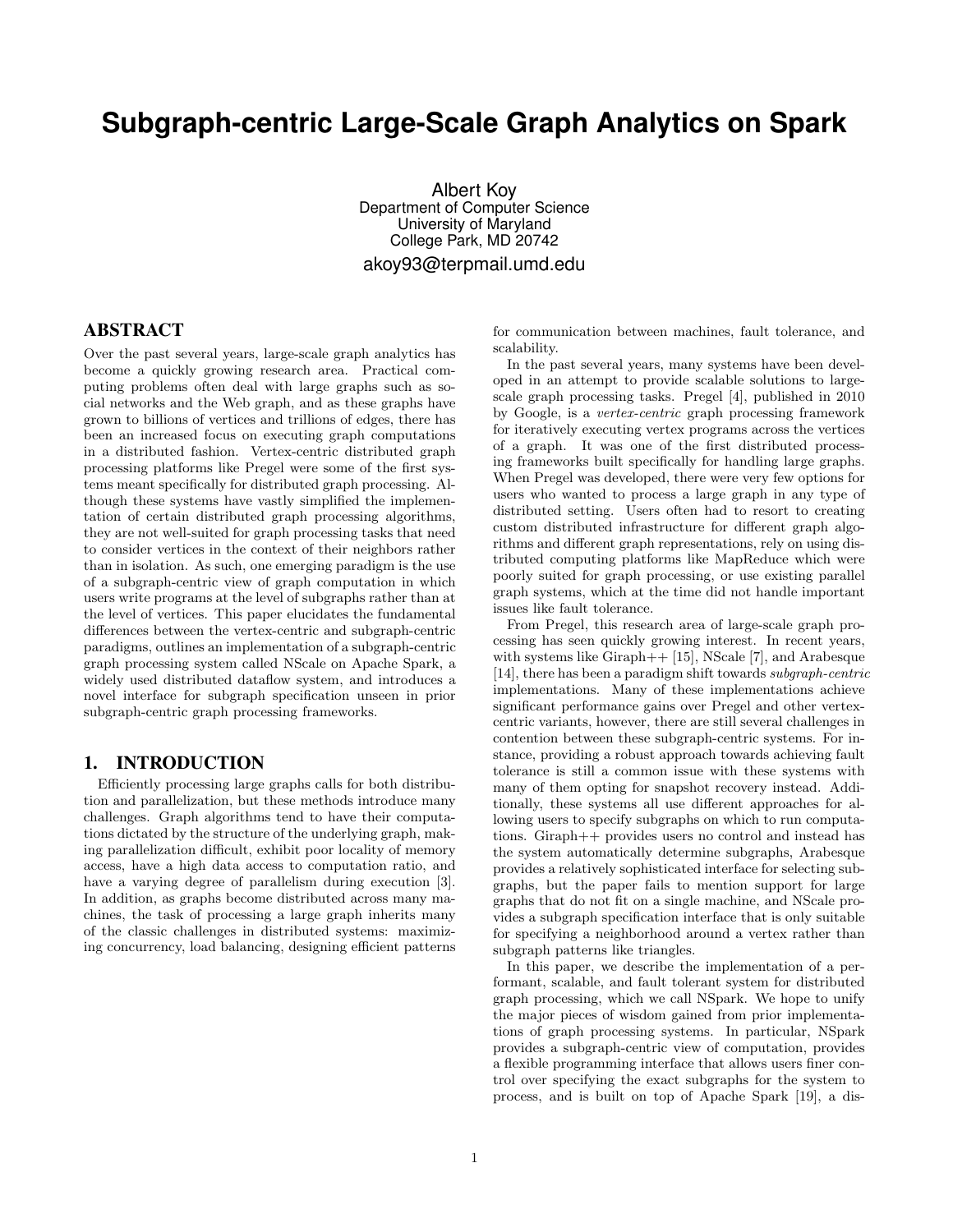# Subgraph-centric Large-Scale Graph Analytics on Spark

Albert Koy
Department of Computer Science
University of Maryland
College Park, MD 20742
akoy93@terpmail.umd.edu

## ABSTRACT

Over the past several years, large-scale graph analytics has become a quickly growing research area. Practical computing problems often deal with large graphs such as social networks and the Web graph, and as these graphs have grown to billions of vertices and trillions of edges, there has been an increased focus on executing graph computations in a distributed fashion. Vertex-centric distributed graph processing platforms like Pregel were some of the first systems meant specifically for distributed graph processing. Although these systems have vastly simplified the implementation of certain distributed graph processing algorithms, they are not well-suited for graph processing tasks that need to consider vertices in the context of their neighbors rather than in isolation. As such, one emerging paradigm is the use of a subgraph-centric view of graph computation in which users write programs at the level of subgraphs rather than at the level of vertices. This paper elucidates the fundamental differences between the vertex-centric and subgraph-centric paradigms, outlines an implementation of a subgraph-centric graph processing system called NScale on Apache Spark, a widely used distributed dataflow system, and introduces a novel interface for subgraph specification unseen in prior subgraph-centric graph processing frameworks.

## 1. INTRODUCTION

Efficiently processing large graphs calls for both distribution and parallelization, but these methods introduce many challenges. Graph algorithms tend to have their computations dictated by the structure of the underlying graph, making parallelization difficult, exhibit poor locality of memory access, have a high data access to computation ratio, and have a varying degree of parallelism during execution [3]. In addition, as graphs become distributed across many machines, the task of processing a large graph inherits many of the classic challenges in distributed systems: maximizing concurrency, load balancing, designing efficient patterns for communication between machines, fault tolerance, and scalability.

In the past several years, many systems have been developed in an attempt to provide scalable solutions to large-scale graph processing tasks. Pregel [4], published in 2010 by Google, is a *vertex-centric* graph processing framework for iteratively executing vertex programs across the vertices of a graph. It was one of the first distributed processing frameworks built specifically for handling large graphs. When Pregel was developed, there were very few options for users who wanted to process a large graph in any type of distributed setting. Users often had to resort to creating custom distributed infrastructure for different graph algorithms and different graph representations, rely on using distributed computing platforms like MapReduce which were poorly suited for graph processing, or use existing parallel graph systems, which at the time did not handle important issues like fault tolerance.

From Pregel, this research area of large-scale graph processing has seen quickly growing interest. In recent years, with systems like Giraph++ [15], NScale [7], and Arabesque [14], there has been a paradigm shift towards *subgraph-centric* implementations. Many of these implementations achieve significant performance gains over Pregel and other vertex-centric variants, however, there are still several challenges in contention between these subgraph-centric systems. For instance, providing a robust approach towards achieving fault tolerance is still a common issue with these systems with many of them opting for snapshot recovery instead. Additionally, these systems all use different approaches for allowing users to specify subgraphs on which to run computations. Giraph++ provides users no control and instead has the system automatically determine subgraphs, Arabesque provides a relatively sophisticated interface for selecting subgraphs, but the paper fails to mention support for large graphs that do not fit on a single machine, and NScale provides a subgraph specification interface that is only suitable for specifying a neighborhood around a vertex rather than subgraph patterns like triangles.

In this paper, we describe the implementation of a performant, scalable, and fault tolerant system for distributed graph processing, which we call NSpark. We hope to unify the major pieces of wisdom gained from prior implementations of graph processing systems. In particular, NSpark provides a subgraph-centric view of computation, provides a flexible programming interface that allows users finer control over specifying the exact subgraphs for the system to process, and is built on top of Apache Spark [19], a dis-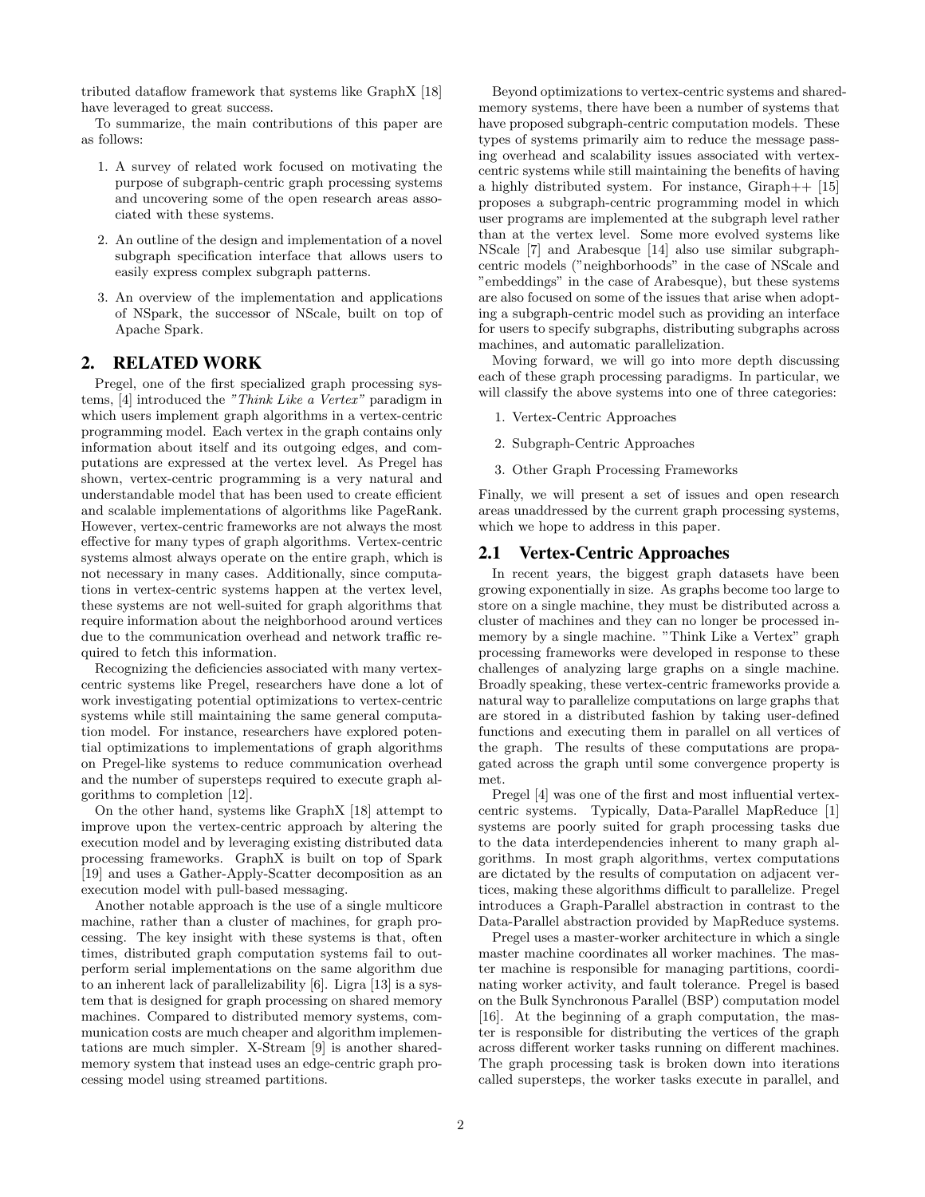tributed dataflow framework that systems like GraphX [18] have leveraged to great success.

To summarize, the main contributions of this paper are as follows:

1. A survey of related work focused on motivating the purpose of subgraph-centric graph processing systems and uncovering some of the open research areas associated with these systems.
2. An outline of the design and implementation of a novel subgraph specification interface that allows users to easily express complex subgraph patterns.
3. An overview of the implementation and applications of NSpark, the successor of NScale, built on top of Apache Spark.

## 2. RELATED WORK

Pregel, one of the first specialized graph processing systems, [4] introduced the *"Think Like a Vertex"* paradigm in which users implement graph algorithms in a vertex-centric programming model. Each vertex in the graph contains only information about itself and its outgoing edges, and computations are expressed at the vertex level. As Pregel has shown, vertex-centric programming is a very natural and understandable model that has been used to create efficient and scalable implementations of algorithms like PageRank. However, vertex-centric frameworks are not always the most effective for many types of graph algorithms. Vertex-centric systems almost always operate on the entire graph, which is not necessary in many cases. Additionally, since computations in vertex-centric systems happen at the vertex level, these systems are not well-suited for graph algorithms that require information about the neighborhood around vertices due to the communication overhead and network traffic required to fetch this information.

Recognizing the deficiencies associated with many vertex-centric systems like Pregel, researchers have done a lot of work investigating potential optimizations to vertex-centric systems while still maintaining the same general computation model. For instance, researchers have explored potential optimizations to implementations of graph algorithms on Pregel-like systems to reduce communication overhead and the number of supersteps required to execute graph algorithms to completion [12].

On the other hand, systems like GraphX [18] attempt to improve upon the vertex-centric approach by altering the execution model and by leveraging existing distributed data processing frameworks. GraphX is built on top of Spark [19] and uses a Gather-Apply-Scatter decomposition as an execution model with pull-based messaging.

Another notable approach is the use of a single multicore machine, rather than a cluster of machines, for graph processing. The key insight with these systems is that, often times, distributed graph computation systems fail to outperform serial implementations on the same algorithm due to an inherent lack of parallelizability [6]. Ligra [13] is a system that is designed for graph processing on shared memory machines. Compared to distributed memory systems, communication costs are much cheaper and algorithm implementations are much simpler. X-Stream [9] is another shared-memory system that instead uses an edge-centric graph processing model using streamed partitions.

Beyond optimizations to vertex-centric systems and shared-memory systems, there have been a number of systems that have proposed subgraph-centric computation models. These types of systems primarily aim to reduce the message passing overhead and scalability issues associated with vertex-centric systems while still maintaining the benefits of having a highly distributed system. For instance, Giraph++ [15] proposes a subgraph-centric programming model in which user programs are implemented at the subgraph level rather than at the vertex level. Some more evolved systems like NScale [7] and Arabesque [14] also use similar subgraph-centric models ("neighborhoods" in the case of NScale and "embeddings" in the case of Arabesque), but these systems are also focused on some of the issues that arise when adopting a subgraph-centric model such as providing an interface for users to specify subgraphs, distributing subgraphs across machines, and automatic parallelization.

Moving forward, we will go into more depth discussing each of these graph processing paradigms. In particular, we will classify the above systems into one of three categories:

1. Vertex-Centric Approaches
2. Subgraph-Centric Approaches
3. Other Graph Processing Frameworks

Finally, we will present a set of issues and open research areas unaddressed by the current graph processing systems, which we hope to address in this paper.

### 2.1 Vertex-Centric Approaches

In recent years, the biggest graph datasets have been growing exponentially in size. As graphs become too large to store on a single machine, they must be distributed across a cluster of machines and they can no longer be processed in-memory by a single machine. "Think Like a Vertex" graph processing frameworks were developed in response to these challenges of analyzing large graphs on a single machine. Broadly speaking, these vertex-centric frameworks provide a natural way to parallelize computations on large graphs that are stored in a distributed fashion by taking user-defined functions and executing them in parallel on all vertices of the graph. The results of these computations are propagated across the graph until some convergence property is met.

Pregel [4] was one of the first and most influential vertex-centric systems. Typically, Data-Parallel MapReduce [1] systems are poorly suited for graph processing tasks due to the data interdependencies inherent to many graph algorithms. In most graph algorithms, vertex computations are dictated by the results of computation on adjacent vertices, making these algorithms difficult to parallelize. Pregel introduces a Graph-Parallel abstraction in contrast to the Data-Parallel abstraction provided by MapReduce systems.

Pregel uses a master-worker architecture in which a single master machine coordinates all worker machines. The master machine is responsible for managing partitions, coordinating worker activity, and fault tolerance. Pregel is based on the Bulk Synchronous Parallel (BSP) computation model [16]. At the beginning of a graph computation, the master is responsible for distributing the vertices of the graph across different worker tasks running on different machines. The graph processing task is broken down into iterations called supersteps, the worker tasks execute in parallel, and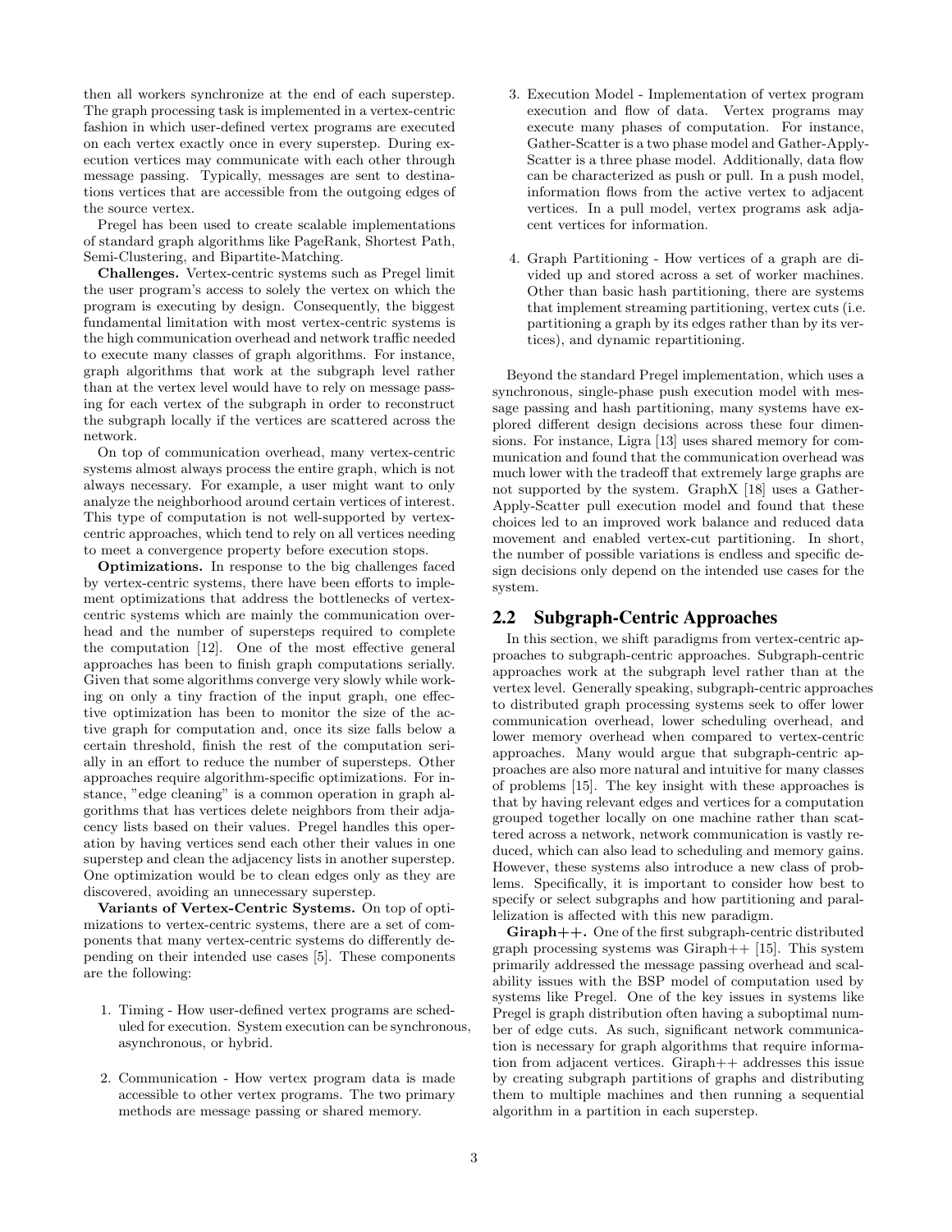then all workers synchronize at the end of each superstep. The graph processing task is implemented in a vertex-centric fashion in which user-defined vertex programs are executed on each vertex exactly once in every superstep. During execution vertices may communicate with each other through message passing. Typically, messages are sent to destinations vertices that are accessible from the outgoing edges of the source vertex.

Pregel has been used to create scalable implementations of standard graph algorithms like PageRank, Shortest Path, Semi-Clustering, and Bipartite-Matching.

**Challenges.** Vertex-centric systems such as Pregel limit the user program's access to solely the vertex on which the program is executing by design. Consequently, the biggest fundamental limitation with most vertex-centric systems is the high communication overhead and network traffic needed to execute many classes of graph algorithms. For instance, graph algorithms that work at the subgraph level rather than at the vertex level would have to rely on message passing for each vertex of the subgraph in order to reconstruct the subgraph locally if the vertices are scattered across the network.

On top of communication overhead, many vertex-centric systems almost always process the entire graph, which is not always necessary. For example, a user might want to only analyze the neighborhood around certain vertices of interest. This type of computation is not well-supported by vertex-centric approaches, which tend to rely on all vertices needing to meet a convergence property before execution stops.

**Optimizations.** In response to the big challenges faced by vertex-centric systems, there have been efforts to implement optimizations that address the bottlenecks of vertex-centric systems which are mainly the communication overhead and the number of supersteps required to complete the computation [12]. One of the most effective general approaches has been to finish graph computations serially. Given that some algorithms converge very slowly while working on only a tiny fraction of the input graph, one effective optimization has been to monitor the size of the active graph for computation and, once its size falls below a certain threshold, finish the rest of the computation serially in an effort to reduce the number of supersteps. Other approaches require algorithm-specific optimizations. For instance, "edge cleaning" is a common operation in graph algorithms that has vertices delete neighbors from their adjacency lists based on their values. Pregel handles this operation by having vertices send each other their values in one superstep and clean the adjacency lists in another superstep. One optimization would be to clean edges only as they are discovered, avoiding an unnecessary superstep.

**Variants of Vertex-Centric Systems.** On top of optimizations to vertex-centric systems, there are a set of components that many vertex-centric systems do differently depending on their intended use cases [5]. These components are the following:

1. Timing - How user-defined vertex programs are scheduled for execution. System execution can be synchronous, asynchronous, or hybrid.

2. Communication - How vertex program data is made accessible to other vertex programs. The two primary methods are message passing or shared memory.

3. Execution Model - Implementation of vertex program execution and flow of data. Vertex programs may execute many phases of computation. For instance, Gather-Scatter is a two phase model and Gather-Apply-Scatter is a three phase model. Additionally, data flow can be characterized as push or pull. In a push model, information flows from the active vertex to adjacent vertices. In a pull model, vertex programs ask adjacent vertices for information.

4. Graph Partitioning - How vertices of a graph are divided up and stored across a set of worker machines. Other than basic hash partitioning, there are systems that implement streaming partitioning, vertex cuts (i.e. partitioning a graph by its edges rather than by its vertices), and dynamic repartitioning.

Beyond the standard Pregel implementation, which uses a synchronous, single-phase push execution model with message passing and hash partitioning, many systems have explored different design decisions across these four dimensions. For instance, Ligra [13] uses shared memory for communication and found that the communication overhead was much lower with the tradeoff that extremely large graphs are not supported by the system. GraphX [18] uses a Gather-Apply-Scatter pull execution model and found that these choices led to an improved work balance and reduced data movement and enabled vertex-cut partitioning. In short, the number of possible variations is endless and specific design decisions only depend on the intended use cases for the system.

## 2.2 Subgraph-Centric Approaches

In this section, we shift paradigms from vertex-centric approaches to subgraph-centric approaches. Subgraph-centric approaches work at the subgraph level rather than at the vertex level. Generally speaking, subgraph-centric approaches to distributed graph processing systems seek to offer lower communication overhead, lower scheduling overhead, and lower memory overhead when compared to vertex-centric approaches. Many would argue that subgraph-centric approaches are also more natural and intuitive for many classes of problems [15]. The key insight with these approaches is that by having relevant edges and vertices for a computation grouped together locally on one machine rather than scattered across a network, network communication is vastly reduced, which can also lead to scheduling and memory gains. However, these systems also introduce a new class of problems. Specifically, it is important to consider how best to specify or select subgraphs and how partitioning and parallelization is affected with this new paradigm.

**Giraph++.** One of the first subgraph-centric distributed graph processing systems was Giraph++ [15]. This system primarily addressed the message passing overhead and scalability issues with the BSP model of computation used by systems like Pregel. One of the key issues in systems like Pregel is graph distribution often having a suboptimal number of edge cuts. As such, significant network communication is necessary for graph algorithms that require information from adjacent vertices. Giraph++ addresses this issue by creating subgraph partitions of graphs and distributing them to multiple machines and then running a sequential algorithm in a partition in each superstep.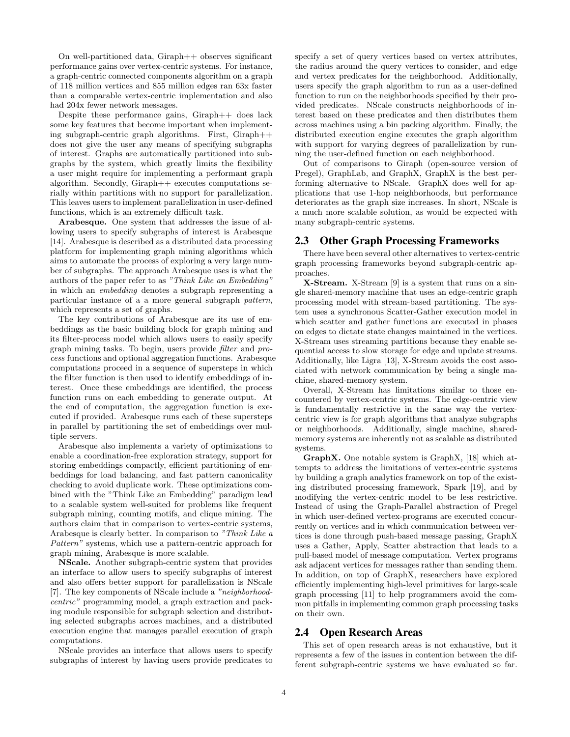On well-partitioned data, Giraph++ observes significant performance gains over vertex-centric systems. For instance, a graph-centric connected components algorithm on a graph of 118 million vertices and 855 million edges ran 63x faster than a comparable vertex-centric implementation and also had 204x fewer network messages.

Despite these performance gains, Giraph++ does lack some key features that become important when implementing subgraph-centric graph algorithms. First, Giraph++ does not give the user any means of specifying subgraphs of interest. Graphs are automatically partitioned into subgraphs by the system, which greatly limits the flexibility a user might require for implementing a performant graph algorithm. Secondly, Giraph++ executes computations serially within partitions with no support for parallelization. This leaves users to implement parallelization in user-defined functions, which is an extremely difficult task.

**Arabesque.** One system that addresses the issue of allowing users to specify subgraphs of interest is Arabesque [14]. Arabesque is described as a distributed data processing platform for implementing graph mining algorithms which aims to automate the process of exploring a very large number of subgraphs. The approach Arabesque uses is what the authors of the paper refer to as *"Think Like an Embedding"* in which an *embedding* denotes a subgraph representing a particular instance of a a more general subgraph *pattern*, which represents a set of graphs.

The key contributions of Arabesque are its use of embeddings as the basic building block for graph mining and its filter-process model which allows users to easily specify graph mining tasks. To begin, users provide *filter* and *process* functions and optional aggregation functions. Arabesque computations proceed in a sequence of supersteps in which the filter function is then used to identify embeddings of interest. Once these embeddings are identified, the process function runs on each embedding to generate output. At the end of computation, the aggregation function is executed if provided. Arabesque runs each of these supersteps in parallel by partitioning the set of embeddings over multiple servers.

Arabesque also implements a variety of optimizations to enable a coordination-free exploration strategy, support for storing embeddings compactly, efficient partitioning of embeddings for load balancing, and fast pattern canonicality checking to avoid duplicate work. These optimizations combined with the "Think Like an Embedding" paradigm lead to a scalable system well-suited for problems like frequent subgraph mining, counting motifs, and clique mining. The authors claim that in comparison to vertex-centric systems, Arabesque is clearly better. In comparison to *"Think Like a Pattern"* systems, which use a pattern-centric approach for graph mining, Arabesque is more scalable.

**NScale.** Another subgraph-centric system that provides an interface to allow users to specify subgraphs of interest and also offers better support for parallelization is NScale [7]. The key components of NScale include a *"neighborhood-centric"* programming model, a graph extraction and packing module responsible for subgraph selection and distributing selected subgraphs across machines, and a distributed execution engine that manages parallel execution of graph computations.

NScale provides an interface that allows users to specify subgraphs of interest by having users provide predicates to specify a set of query vertices based on vertex attributes, the radius around the query vertices to consider, and edge and vertex predicates for the neighborhood. Additionally, users specify the graph algorithm to run as a user-defined function to run on the neighborhoods specified by their provided predicates. NScale constructs neighborhoods of interest based on these predicates and then distributes them across machines using a bin packing algorithm. Finally, the distributed execution engine executes the graph algorithm with support for varying degrees of parallelization by running the user-defined function on each neighborhood.

Out of comparisons to Giraph (open-source version of Pregel), GraphLab, and GraphX, GraphX is the best performing alternative to NScale. GraphX does well for applications that use 1-hop neighborhoods, but performance deteriorates as the graph size increases. In short, NScale is a much more scalable solution, as would be expected with many subgraph-centric systems.

## 2.3 Other Graph Processing Frameworks

There have been several other alternatives to vertex-centric graph processing frameworks beyond subgraph-centric approaches.

**X-Stream.** X-Stream [9] is a system that runs on a single shared-memory machine that uses an edge-centric graph processing model with stream-based partitioning. The system uses a synchronous Scatter-Gather execution model in which scatter and gather functions are executed in phases on edges to dictate state changes maintained in the vertices. X-Stream uses streaming partitions because they enable sequential access to slow storage for edge and update streams. Additionally, like Ligra [13], X-Stream avoids the cost associated with network communication by being a single machine, shared-memory system.

Overall, X-Stream has limitations similar to those encountered by vertex-centric systems. The edge-centric view is fundamentally restrictive in the same way the vertex-centric view is for graph algorithms that analyze subgraphs or neighborhoods. Additionally, single machine, shared-memory systems are inherently not as scalable as distributed systems.

**GraphX.** One notable system is GraphX, [18] which attempts to address the limitations of vertex-centric systems by building a graph analytics framework on top of the existing distributed processing framework, Spark [19], and by modifying the vertex-centric model to be less restrictive. Instead of using the Graph-Parallel abstraction of Pregel in which user-defined vertex-programs are executed concurrently on vertices and in which communication between vertices is done through push-based message passing, GraphX uses a Gather, Apply, Scatter abstraction that leads to a pull-based model of message computation. Vertex programs ask adjacent vertices for messages rather than sending them. In addition, on top of GraphX, researchers have explored efficiently implementing high-level primitives for large-scale graph processing [11] to help programmers avoid the common pitfalls in implementing common graph processing tasks on their own.

## 2.4 Open Research Areas

This set of open research areas is not exhaustive, but it represents a few of the issues in contention between the different subgraph-centric systems we have evaluated so far.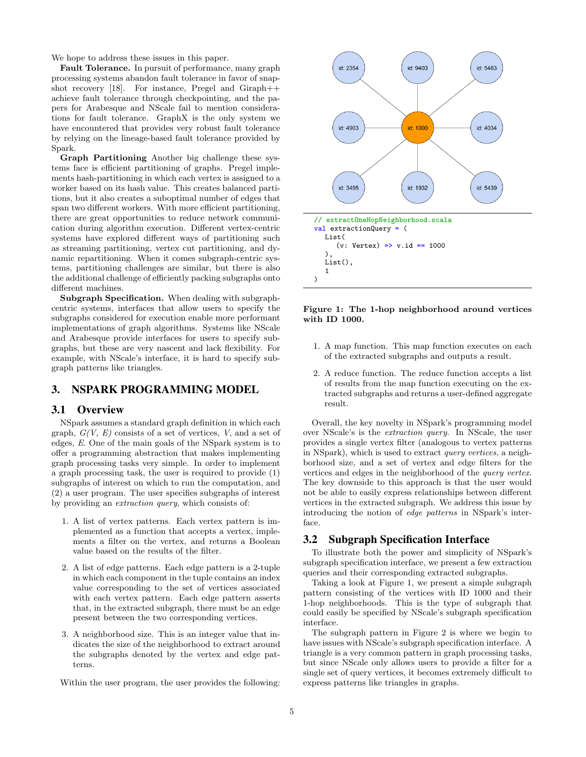We hope to address these issues in this paper.

**Fault Tolerance.** In pursuit of performance, many graph processing systems abandon fault tolerance in favor of snapshot recovery [18]. For instance, Pregel and Giraph++ achieve fault tolerance through checkpointing, and the papers for Arabesque and NScale fail to mention considerations for fault tolerance. GraphX is the only system we have encountered that provides very robust fault tolerance by relying on the lineage-based fault tolerance provided by Spark.

**Graph Partitioning** Another big challenge these systems face is efficient partitioning of graphs. Pregel implements hash-partitioning in which each vertex is assigned to a worker based on its hash value. This creates balanced partitions, but it also creates a suboptimal number of edges that span two different workers. With more efficient partitioning, there are great opportunities to reduce network communication during algorithm execution. Different vertex-centric systems have explored different ways of partitioning such as streaming partitioning, vertex cut partitioning, and dynamic repartitioning. When it comes subgraph-centric systems, partitioning challenges are similar, but there is also the additional challenge of efficiently packing subgraphs onto different machines.

**Subgraph Specification.** When dealing with subgraph-centric systems, interfaces that allow users to specify the subgraphs considered for execution enable more performant implementations of graph algorithms. Systems like NScale and Arabesque provide interfaces for users to specify subgraphs, but these are very nascent and lack flexibility. For example, with NScale's interface, it is hard to specify subgraph patterns like triangles.

## 3. NSPARK PROGRAMMING MODEL

### 3.1 Overview

NSpark assumes a standard graph definition in which each graph, $G(V, E)$ consists of a set of vertices, $V$, and a set of edges, $E$. One of the main goals of the NSpark system is to offer a programming abstraction that makes implementing graph processing tasks very simple. In order to implement a graph processing task, the user is required to provide (1) subgraphs of interest on which to run the computation, and (2) a user program. The user specifies subgraphs of interest by providing an *extraction query*, which consists of:

1. A list of vertex patterns. Each vertex pattern is implemented as a function that accepts a vertex, implements a filter on the vertex, and returns a Boolean value based on the results of the filter.
2. A list of edge patterns. Each edge pattern is a 2-tuple in which each component in the tuple contains an index value corresponding to the set of vertices associated with each vertex pattern. Each edge pattern asserts that, in the extracted subgraph, there must be an edge present between the two corresponding vertices.
3. A neighborhood size. This is an integer value that indicates the size of the neighborhood to extract around the subgraphs denoted by the vertex and edge patterns.

Within the user program, the user provides the following:

```
// extractOneHopNeighborhood.scala
val extractionQuery = (
   List(
      (v: Vertex) => v.id == 1000
   ),
   List(),
   1
)
```

**Figure 1: The 1-hop neighborhood around vertices with ID 1000.**

1. A map function. This map function executes on each of the extracted subgraphs and outputs a result.
2. A reduce function. The reduce function accepts a list of results from the map function executing on the extracted subgraphs and returns a user-defined aggregate result.

Overall, the key novelty in NSpark's programming model over NScale's is the *extraction query*. In NScale, the user provides a single vertex filter (analogous to vertex patterns in NSpark), which is used to extract *query vertices*, a neighborhood size, and a set of vertex and edge filters for the vertices and edges in the neighborhood of the *query vertex*. The key downside to this approach is that the user would not be able to easily express relationships between different vertices in the extracted subgraph. We address this issue by introducing the notion of *edge patterns* in NSpark's interface.

### 3.2 Subgraph Specification Interface

To illustrate both the power and simplicity of NSpark's subgraph specification interface, we present a few extraction queries and their corresponding extracted subgraphs.

Taking a look at Figure 1, we present a simple subgraph pattern consisting of the vertices with ID 1000 and their 1-hop neighborhoods. This is the type of subgraph that could easily be specified by NScale's subgraph specification interface.

The subgraph pattern in Figure 2 is where we begin to have issues with NScale's subgraph specification interface. A triangle is a very common pattern in graph processing tasks, but since NScale only allows users to provide a filter for a single set of query vertices, it becomes extremely difficult to express patterns like triangles in graphs.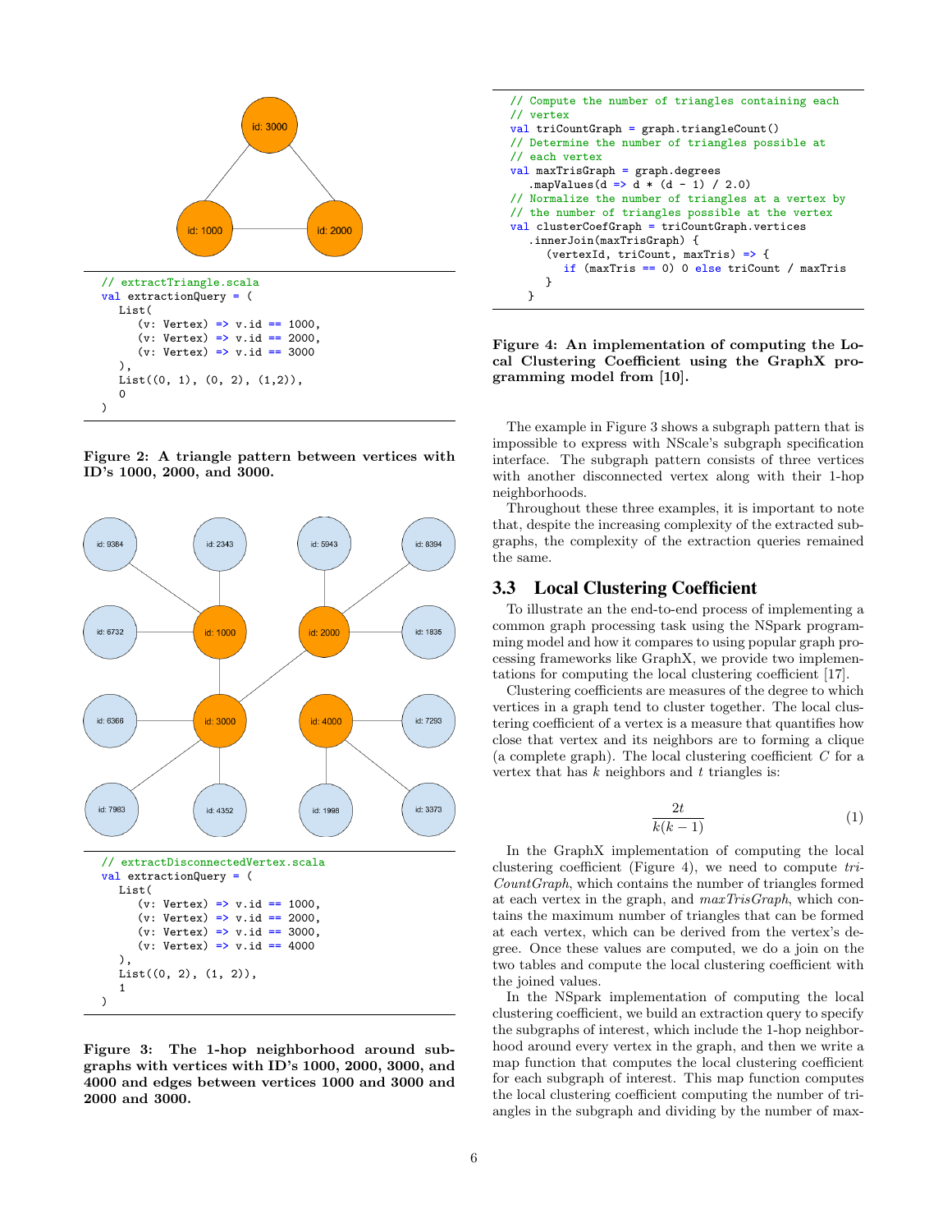```scala
// extractTriangle.scala
val extractionQuery = (
  List(
    (v: Vertex) => v.id == 1000,
    (v: Vertex) => v.id == 2000,
    (v: Vertex) => v.id == 3000
  ),
  List((0, 1), (0, 2), (1,2)),
  0
)
```

**Figure 2: A triangle pattern between vertices with ID's 1000, 2000, and 3000.**

```scala
// extractDisconnectedVertex.scala
val extractionQuery = (
  List(
    (v: Vertex) => v.id == 1000,
    (v: Vertex) => v.id == 2000,
    (v: Vertex) => v.id == 3000,
    (v: Vertex) => v.id == 4000
  ),
  List((0, 2), (1, 2)),
  1
)
```

**Figure 3: The 1-hop neighborhood around subgraphs with vertices with ID's 1000, 2000, 3000, and 4000 and edges between vertices 1000 and 3000 and 2000 and 3000.**

```scala
// Compute the number of triangles containing each
// vertex
val triCountGraph = graph.triangleCount()
// Determine the number of triangles possible at
// each vertex
val maxTrisGraph = graph.degrees
  .mapValues(d => d * (d - 1) / 2.0)
// Normalize the number of triangles at a vertex by
// the number of triangles possible at the vertex
val clusterCoefGraph = triCountGraph.vertices
  .innerJoin(maxTrisGraph) {
    (vertexId, triCount, maxTris) => {
      if (maxTris == 0) 0 else triCount / maxTris
    }
  }
```

**Figure 4: An implementation of computing the Local Clustering Coefficient using the GraphX programming model from [10].**

The example in Figure 3 shows a subgraph pattern that is impossible to express with NScale's subgraph specification interface. The subgraph pattern consists of three vertices with another disconnected vertex along with their 1-hop neighborhoods.

Throughout these three examples, it is important to note that, despite the increasing complexity of the extracted subgraphs, the complexity of the extraction queries remained the same.

## 3.3 Local Clustering Coefficient

To illustrate an the end-to-end process of implementing a common graph processing task using the NSpark programming model and how it compares to using popular graph processing frameworks like GraphX, we provide two implementations for computing the local clustering coefficient [17].

Clustering coefficients are measures of the degree to which vertices in a graph tend to cluster together. The local clustering coefficient of a vertex is a measure that quantifies how close that vertex and its neighbors are to forming a clique (a complete graph). The local clustering coefficient $C$ for a vertex that has $k$ neighbors and $t$ triangles is:

$$\frac{2t}{k(k-1)} \tag{1}$$

In the GraphX implementation of computing the local clustering coefficient (Figure 4), we need to compute *triCountGraph*, which contains the number of triangles formed at each vertex in the graph, and *maxTrisGraph*, which contains the maximum number of triangles that can be formed at each vertex, which can be derived from the vertex's degree. Once these values are computed, we do a join on the two tables and compute the local clustering coefficient with the joined values.

In the NSpark implementation of computing the local clustering coefficient, we build an extraction query to specify the subgraphs of interest, which include the 1-hop neighborhood around every vertex in the graph, and then we write a map function that computes the local clustering coefficient for each subgraph of interest. This map function computes the local clustering coefficient computing the number of triangles in the subgraph and dividing by the number of max-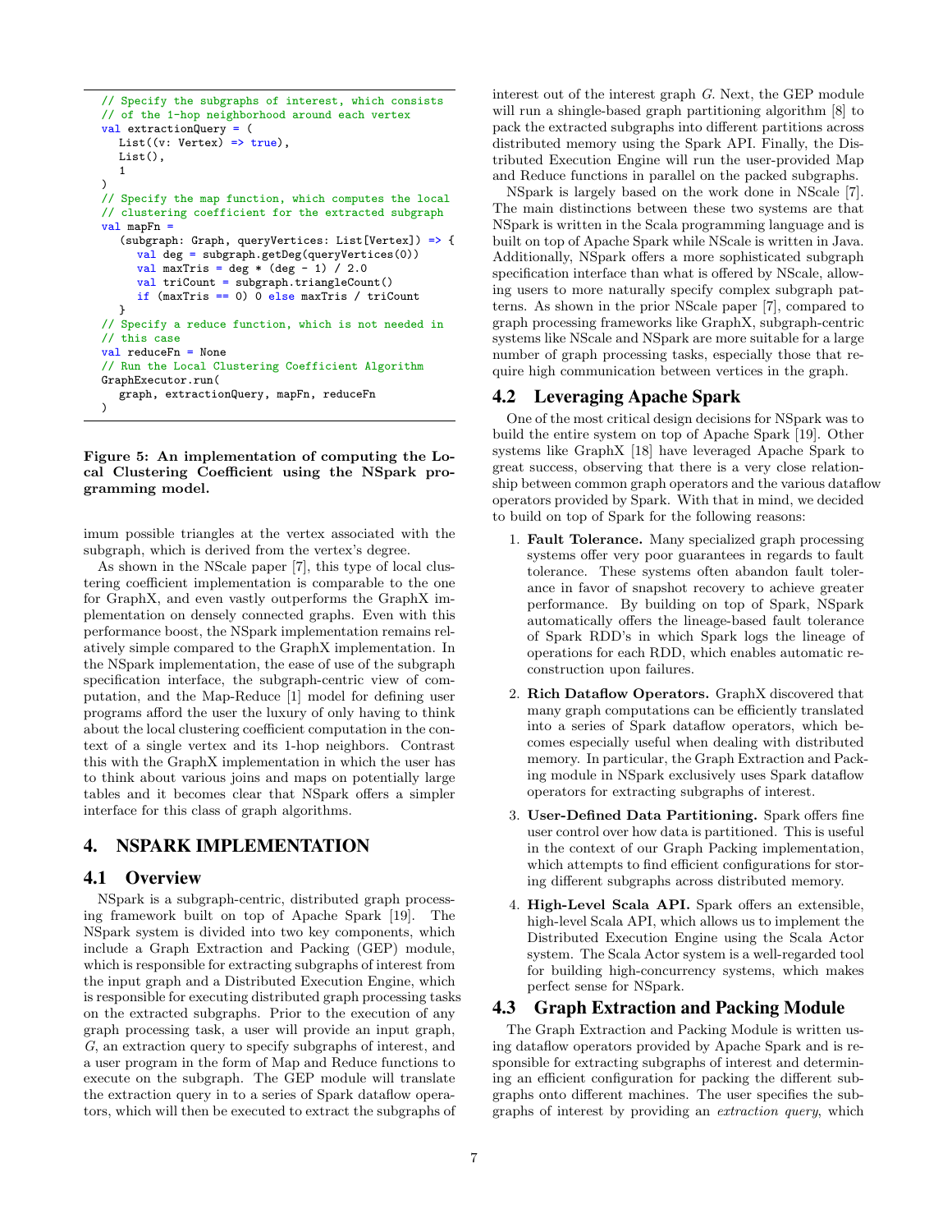```scala
// Specify the subgraphs of interest, which consists
// of the 1-hop neighborhood around each vertex
val extractionQuery = (
   List((v: Vertex) => true),
   List(),
   1
)
// Specify the map function, which computes the local
// clustering coefficient for the extracted subgraph
val mapFn =
   (subgraph: Graph, queryVertices: List[Vertex]) => {
      val deg = subgraph.getDeg(queryVertices(0))
      val maxTris = deg * (deg - 1) / 2.0
      val triCount = subgraph.triangleCount()
      if (maxTris == 0) 0 else maxTris / triCount
   }
// Specify a reduce function, which is not needed in
// this case
val reduceFn = None
// Run the Local Clustering Coefficient Algorithm
GraphExecutor.run(
   graph, extractionQuery, mapFn, reduceFn
)
```

**Figure 5: An implementation of computing the Local Clustering Coefficient using the NSpark programming model.**

imum possible triangles at the vertex associated with the subgraph, which is derived from the vertex's degree.

As shown in the NScale paper [7], this type of local clustering coefficient implementation is comparable to the one for GraphX, and even vastly outperforms the GraphX implementation on densely connected graphs. Even with this performance boost, the NSpark implementation remains relatively simple compared to the GraphX implementation. In the NSpark implementation, the ease of use of the subgraph specification interface, the subgraph-centric view of computation, and the Map-Reduce [1] model for defining user programs afford the user the luxury of only having to think about the local clustering coefficient computation in the context of a single vertex and its 1-hop neighbors. Contrast this with the GraphX implementation in which the user has to think about various joins and maps on potentially large tables and it becomes clear that NSpark offers a simpler interface for this class of graph algorithms.

## 4. NSPARK IMPLEMENTATION

### 4.1 Overview

NSpark is a subgraph-centric, distributed graph processing framework built on top of Apache Spark [19]. The NSpark system is divided into two key components, which include a Graph Extraction and Packing (GEP) module, which is responsible for extracting subgraphs of interest from the input graph and a Distributed Execution Engine, which is responsible for executing distributed graph processing tasks on the extracted subgraphs. Prior to the execution of any graph processing task, a user will provide an input graph, $G$, an extraction query to specify subgraphs of interest, and a user program in the form of Map and Reduce functions to execute on the subgraph. The GEP module will translate the extraction query in to a series of Spark dataflow operators, which will then be executed to extract the subgraphs of interest out of the interest graph $G$. Next, the GEP module will run a shingle-based graph partitioning algorithm [8] to pack the extracted subgraphs into different partitions across distributed memory using the Spark API. Finally, the Distributed Execution Engine will run the user-provided Map and Reduce functions in parallel on the packed subgraphs.

NSpark is largely based on the work done in NScale [7]. The main distinctions between these two systems are that NSpark is written in the Scala programming language and is built on top of Apache Spark while NScale is written in Java. Additionally, NSpark offers a more sophisticated subgraph specification interface than what is offered by NScale, allowing users to more naturally specify complex subgraph patterns. As shown in the prior NScale paper [7], compared to graph processing frameworks like GraphX, subgraph-centric systems like NScale and NSpark are more suitable for a large number of graph processing tasks, especially those that require high communication between vertices in the graph.

### 4.2 Leveraging Apache Spark

One of the most critical design decisions for NSpark was to build the entire system on top of Apache Spark [19]. Other systems like GraphX [18] have leveraged Apache Spark to great success, observing that there is a very close relationship between common graph operators and the various dataflow operators provided by Spark. With that in mind, we decided to build on top of Spark for the following reasons:

1. **Fault Tolerance.** Many specialized graph processing systems offer very poor guarantees in regards to fault tolerance. These systems often abandon fault tolerance in favor of snapshot recovery to achieve greater performance. By building on top of Spark, NSpark automatically offers the lineage-based fault tolerance of Spark RDD's in which Spark logs the lineage of operations for each RDD, which enables automatic reconstruction upon failures.
2. **Rich Dataflow Operators.** GraphX discovered that many graph computations can be efficiently translated into a series of Spark dataflow operators, which becomes especially useful when dealing with distributed memory. In particular, the Graph Extraction and Packing module in NSpark exclusively uses Spark dataflow operators for extracting subgraphs of interest.
3. **User-Defined Data Partitioning.** Spark offers fine user control over how data is partitioned. This is useful in the context of our Graph Packing implementation, which attempts to find efficient configurations for storing different subgraphs across distributed memory.
4. **High-Level Scala API.** Spark offers an extensible, high-level Scala API, which allows us to implement the Distributed Execution Engine using the Scala Actor system. The Scala Actor system is a well-regarded tool for building high-concurrency systems, which makes perfect sense for NSpark.

### 4.3 Graph Extraction and Packing Module

The Graph Extraction and Packing Module is written using dataflow operators provided by Apache Spark and is responsible for extracting subgraphs of interest and determining an efficient configuration for packing the different subgraphs onto different machines. The user specifies the subgraphs of interest by providing an *extraction query*, which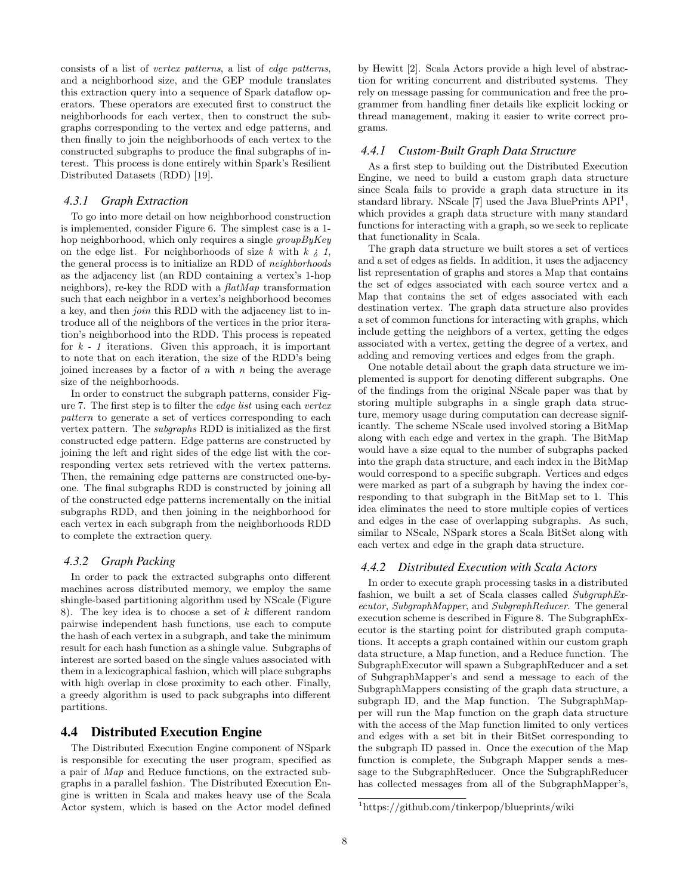consists of a list of *vertex patterns*, a list of *edge patterns*, and a neighborhood size, and the GEP module translates this extraction query into a sequence of Spark dataflow operators. These operators are executed first to construct the neighborhoods for each vertex, then to construct the subgraphs corresponding to the vertex and edge patterns, and then finally to join the neighborhoods of each vertex to the constructed subgraphs to produce the final subgraphs of interest. This process is done entirely within Spark's Resilient Distributed Datasets (RDD) [19].

### 4.3.1 Graph Extraction

To go into more detail on how neighborhood construction is implemented, consider Figure 6. The simplest case is a 1-hop neighborhood, which only requires a single *groupByKey* on the edge list. For neighborhoods of size $k$ with $k$ ¿ $1$, the general process is to initialize an RDD of *neighborhoods* as the adjacency list (an RDD containing a vertex's 1-hop neighbors), re-key the RDD with a *flatMap* transformation such that each neighbor in a vertex's neighborhood becomes a key, and then *join* this RDD with the adjacency list to introduce all of the neighbors of the vertices in the prior iteration's neighborhood into the RDD. This process is repeated for $k$ - $1$ iterations. Given this approach, it is important to note that on each iteration, the size of the RDD's being joined increases by a factor of $n$ with $n$ being the average size of the neighborhoods.

In order to construct the subgraph patterns, consider Figure 7. The first step is to filter the *edge list* using each *vertex pattern* to generate a set of vertices corresponding to each vertex pattern. The *subgraphs* RDD is initialized as the first constructed edge pattern. Edge patterns are constructed by joining the left and right sides of the edge list with the corresponding vertex sets retrieved with the vertex patterns. Then, the remaining edge patterns are constructed one-by-one. The final subgraphs RDD is constructed by joining all of the constructed edge patterns incrementally on the initial subgraphs RDD, and then joining in the neighborhood for each vertex in each subgraph from the neighborhoods RDD to complete the extraction query.

### 4.3.2 Graph Packing

In order to pack the extracted subgraphs onto different machines across distributed memory, we employ the same shingle-based partitioning algorithm used by NScale (Figure 8). The key idea is to choose a set of $k$ different random pairwise independent hash functions, use each to compute the hash of each vertex in a subgraph, and take the minimum result for each hash function as a shingle value. Subgraphs of interest are sorted based on the single values associated with them in a lexicographical fashion, which will place subgraphs with high overlap in close proximity to each other. Finally, a greedy algorithm is used to pack subgraphs into different partitions.

## 4.4 Distributed Execution Engine

The Distributed Execution Engine component of NSpark is responsible for executing the user program, specified as a pair of *Map* and Reduce functions, on the extracted subgraphs in a parallel fashion. The Distributed Execution Engine is written in Scala and makes heavy use of the Scala Actor system, which is based on the Actor model defined by Hewitt [2]. Scala Actors provide a high level of abstraction for writing concurrent and distributed systems. They rely on message passing for communication and free the programmer from handling finer details like explicit locking or thread management, making it easier to write correct programs.

### 4.4.1 Custom-Built Graph Data Structure

As a first step to building out the Distributed Execution Engine, we need to build a custom graph data structure since Scala fails to provide a graph data structure in its standard library. NScale [7] used the Java BluePrints API[1], which provides a graph data structure with many standard functions for interacting with a graph, so we seek to replicate that functionality in Scala.

The graph data structure we built stores a set of vertices and a set of edges as fields. In addition, it uses the adjacency list representation of graphs and stores a Map that contains the set of edges associated with each source vertex and a Map that contains the set of edges associated with each destination vertex. The graph data structure also provides a set of common functions for interacting with graphs, which include getting the neighbors of a vertex, getting the edges associated with a vertex, getting the degree of a vertex, and adding and removing vertices and edges from the graph.

One notable detail about the graph data structure we implemented is support for denoting different subgraphs. One of the findings from the original NScale paper was that by storing multiple subgraphs in a single graph data structure, memory usage during computation can decrease significantly. The scheme NScale used involved storing a BitMap along with each edge and vertex in the graph. The BitMap would have a size equal to the number of subgraphs packed into the graph data structure, and each index in the BitMap would correspond to a specific subgraph. Vertices and edges were marked as part of a subgraph by having the index corresponding to that subgraph in the BitMap set to 1. This idea eliminates the need to store multiple copies of vertices and edges in the case of overlapping subgraphs. As such, similar to NScale, NSpark stores a Scala BitSet along with each vertex and edge in the graph data structure.

### 4.4.2 Distributed Execution with Scala Actors

In order to execute graph processing tasks in a distributed fashion, we built a set of Scala classes called *SubgraphExecutor*, *SubgraphMapper*, and *SubgraphReducer*. The general execution scheme is described in Figure 8. The SubgraphExecutor is the starting point for distributed graph computations. It accepts a graph contained within our custom graph data structure, a Map function, and a Reduce function. The SubgraphExecutor will spawn a SubgraphReducer and a set of SubgraphMapper's and send a message to each of the SubgraphMappers consisting of the graph data structure, a subgraph ID, and the Map function. The SubgraphMapper will run the Map function on the graph data structure with the access of the Map function limited to only vertices and edges with a set bit in their BitSet corresponding to the subgraph ID passed in. Once the execution of the Map function is complete, the Subgraph Mapper sends a message to the SubgraphReducer. Once the SubgraphReducer has collected messages from all of the SubgraphMapper's,

[1]https://github.com/tinkerpop/blueprints/wiki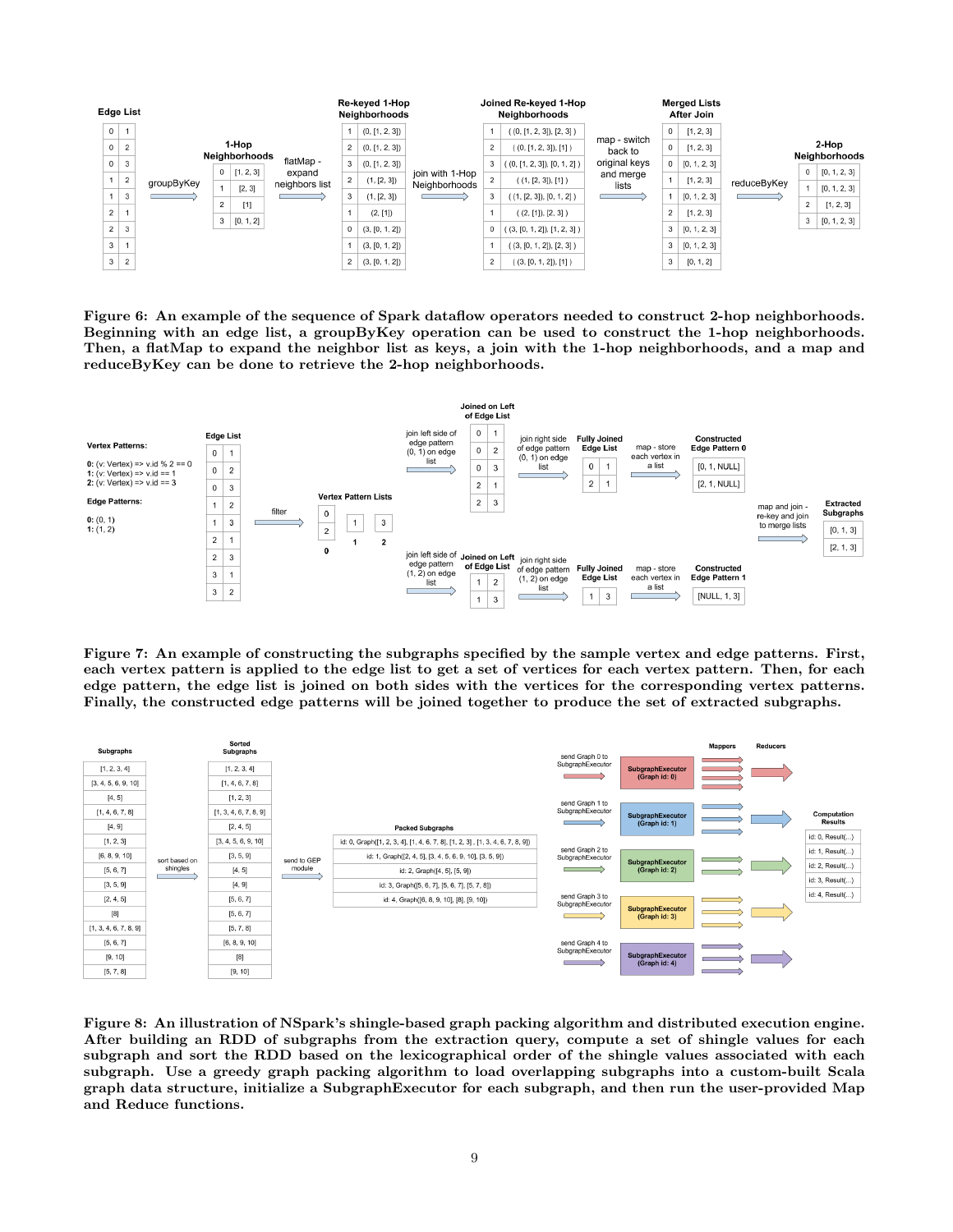Figure 6: An example of the sequence of Spark dataflow operators needed to construct 2-hop neighborhoods. Beginning with an edge list, a groupByKey operation can be used to construct the 1-hop neighborhoods. Then, a flatMap to expand the neighbor list as keys, a join with the 1-hop neighborhoods, and a map and reduceByKey can be done to retrieve the 2-hop neighborhoods.

Figure 7: An example of constructing the subgraphs specified by the sample vertex and edge patterns. First, each vertex pattern is applied to the edge list to get a set of vertices for each vertex pattern. Then, for each edge pattern, the edge list is joined on both sides with the vertices for the corresponding vertex patterns. Finally, the constructed edge patterns will be joined together to produce the set of extracted subgraphs.

Figure 8: An illustration of NSpark's shingle-based graph packing algorithm and distributed execution engine. After building an RDD of subgraphs from the extraction query, compute a set of shingle values for each subgraph and sort the RDD based on the lexicographical order of the shingle values associated with each subgraph. Use a greedy graph packing algorithm to load overlapping subgraphs into a custom-built Scala graph data structure, initialize a SubgraphExecutor for each subgraph, and then run the user-provided Map and Reduce functions.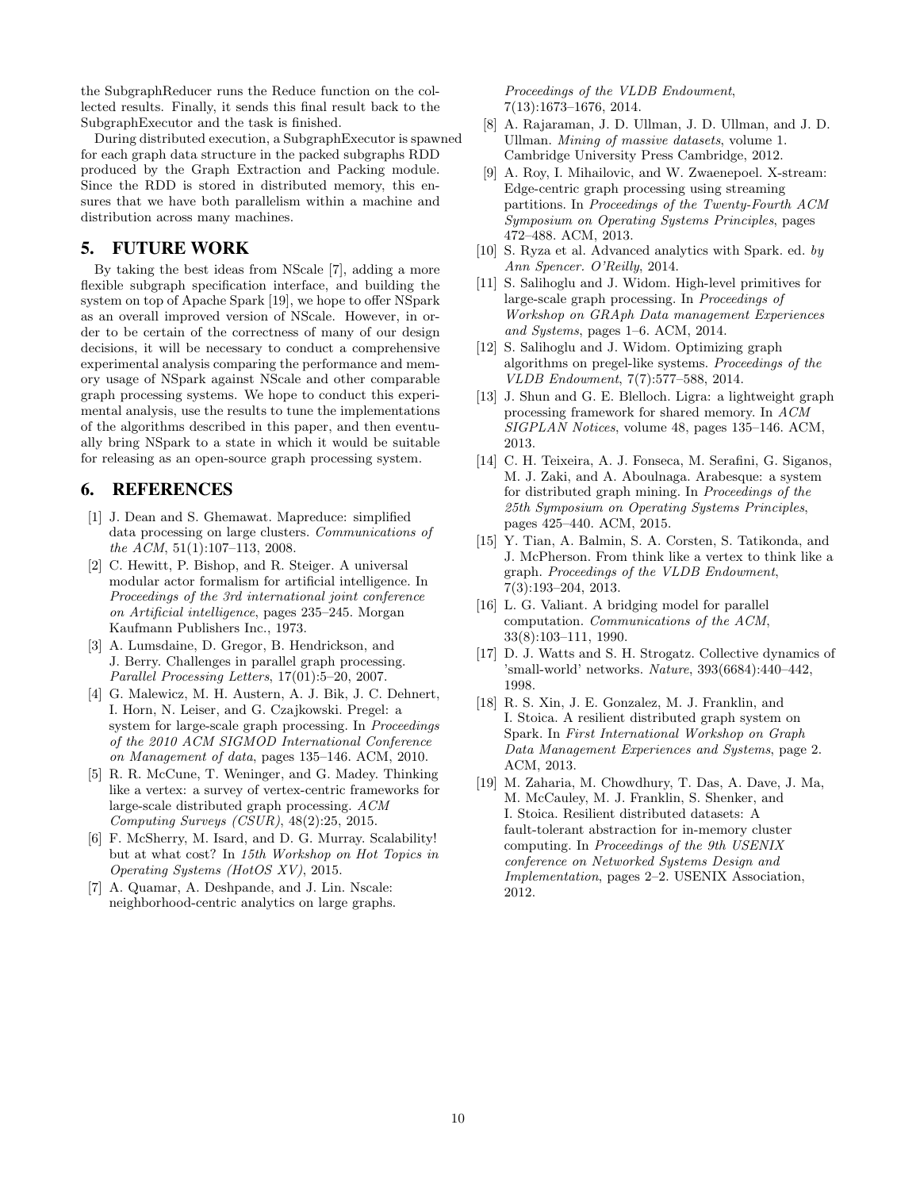the SubgraphReducer runs the Reduce function on the collected results. Finally, it sends this final result back to the SubgraphExecutor and the task is finished.

During distributed execution, a SubgraphExecutor is spawned for each graph data structure in the packed subgraphs RDD produced by the Graph Extraction and Packing module. Since the RDD is stored in distributed memory, this ensures that we have both parallelism within a machine and distribution across many machines.

## 5. FUTURE WORK

By taking the best ideas from NScale [7], adding a more flexible subgraph specification interface, and building the system on top of Apache Spark [19], we hope to offer NSpark as an overall improved version of NScale. However, in order to be certain of the correctness of many of our design decisions, it will be necessary to conduct a comprehensive experimental analysis comparing the performance and memory usage of NSpark against NScale and other comparable graph processing systems. We hope to conduct this experimental analysis, use the results to tune the implementations of the algorithms described in this paper, and then eventually bring NSpark to a state in which it would be suitable for releasing as an open-source graph processing system.

## 6. REFERENCES

[1] J. Dean and S. Ghemawat. Mapreduce: simplified data processing on large clusters. *Communications of the ACM*, 51(1):107–113, 2008.

[2] C. Hewitt, P. Bishop, and R. Steiger. A universal modular actor formalism for artificial intelligence. In *Proceedings of the 3rd international joint conference on Artificial intelligence*, pages 235–245. Morgan Kaufmann Publishers Inc., 1973.

[3] A. Lumsdaine, D. Gregor, B. Hendrickson, and J. Berry. Challenges in parallel graph processing. *Parallel Processing Letters*, 17(01):5–20, 2007.

[4] G. Malewicz, M. H. Austern, A. J. Bik, J. C. Dehnert, I. Horn, N. Leiser, and G. Czajkowski. Pregel: a system for large-scale graph processing. In *Proceedings of the 2010 ACM SIGMOD International Conference on Management of data*, pages 135–146. ACM, 2010.

[5] R. R. McCune, T. Weninger, and G. Madey. Thinking like a vertex: a survey of vertex-centric frameworks for large-scale distributed graph processing. *ACM Computing Surveys (CSUR)*, 48(2):25, 2015.

[6] F. McSherry, M. Isard, and D. G. Murray. Scalability! but at what cost? In *15th Workshop on Hot Topics in Operating Systems (HotOS XV)*, 2015.

[7] A. Quamar, A. Deshpande, and J. Lin. Nscale: neighborhood-centric analytics on large graphs. *Proceedings of the VLDB Endowment*, 7(13):1673–1676, 2014.

[8] A. Rajaraman, J. D. Ullman, J. D. Ullman, and J. D. Ullman. *Mining of massive datasets*, volume 1. Cambridge University Press Cambridge, 2012.

[9] A. Roy, I. Mihailovic, and W. Zwaenepoel. X-stream: Edge-centric graph processing using streaming partitions. In *Proceedings of the Twenty-Fourth ACM Symposium on Operating Systems Principles*, pages 472–488. ACM, 2013.

[10] S. Ryza et al. Advanced analytics with Spark. ed. *by Ann Spencer. O'Reilly*, 2014.

[11] S. Salihoglu and J. Widom. High-level primitives for large-scale graph processing. In *Proceedings of Workshop on GRAph Data management Experiences and Systems*, pages 1–6. ACM, 2014.

[12] S. Salihoglu and J. Widom. Optimizing graph algorithms on pregel-like systems. *Proceedings of the VLDB Endowment*, 7(7):577–588, 2014.

[13] J. Shun and G. E. Blelloch. Ligra: a lightweight graph processing framework for shared memory. In *ACM SIGPLAN Notices*, volume 48, pages 135–146. ACM, 2013.

[14] C. H. Teixeira, A. J. Fonseca, M. Serafini, G. Siganos, M. J. Zaki, and A. Aboulnaga. Arabesque: a system for distributed graph mining. In *Proceedings of the 25th Symposium on Operating Systems Principles*, pages 425–440. ACM, 2015.

[15] Y. Tian, A. Balmin, S. A. Corsten, S. Tatikonda, and J. McPherson. From think like a vertex to think like a graph. *Proceedings of the VLDB Endowment*, 7(3):193–204, 2013.

[16] L. G. Valiant. A bridging model for parallel computation. *Communications of the ACM*, 33(8):103–111, 1990.

[17] D. J. Watts and S. H. Strogatz. Collective dynamics of 'small-world' networks. *Nature*, 393(6684):440–442, 1998.

[18] R. S. Xin, J. E. Gonzalez, M. J. Franklin, and I. Stoica. A resilient distributed graph system on Spark. In *First International Workshop on Graph Data Management Experiences and Systems*, page 2. ACM, 2013.

[19] M. Zaharia, M. Chowdhury, T. Das, A. Dave, J. Ma, M. McCauley, M. J. Franklin, S. Shenker, and I. Stoica. Resilient distributed datasets: A fault-tolerant abstraction for in-memory cluster computing. In *Proceedings of the 9th USENIX conference on Networked Systems Design and Implementation*, pages 2–2. USENIX Association, 2012.